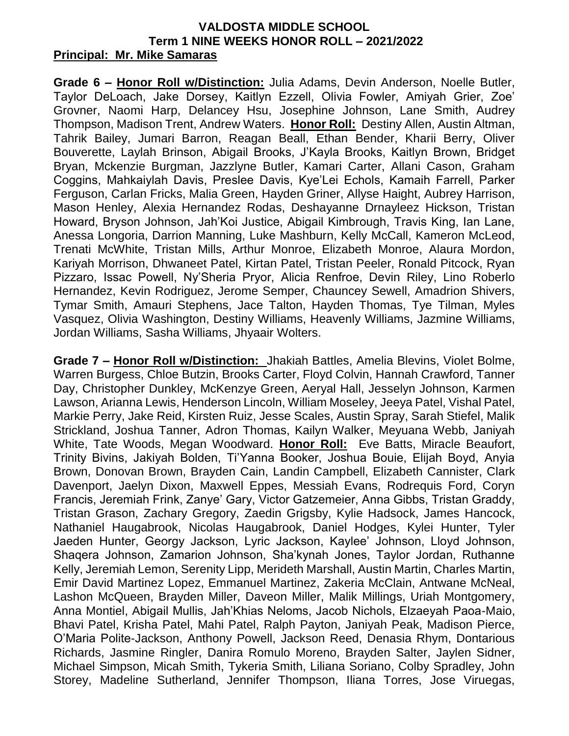# VALDOSTA MIDDLE SCHOOL
## Term 1 NINE WEEKS HONOR ROLL – 2021/2022

**Principal: Mr. Mike Samaras**

**Grade 6 – Honor Roll w/Distinction:** Julia Adams, Devin Anderson, Noelle Butler, Taylor DeLoach, Jake Dorsey, Kaitlyn Ezzell, Olivia Fowler, Amiyah Grier, Zoe' Grovner, Naomi Harp, Delancey Hsu, Josephine Johnson, Lane Smith, Audrey Thompson, Madison Trent, Andrew Waters. **Honor Roll:** Destiny Allen, Austin Altman, Tahrik Bailey, Jumari Barron, Reagan Beall, Ethan Bender, Kharii Berry, Oliver Bouverette, Laylah Brinson, Abigail Brooks, J'Kayla Brooks, Kaitlyn Brown, Bridget Bryan, Mckenzie Burgman, Jazzlyne Butler, Kamari Carter, Allani Cason, Graham Coggins, Mahkaiylah Davis, Preslee Davis, Kye'Lei Echols, Kamaih Farrell, Parker Ferguson, Carlan Fricks, Malia Green, Hayden Griner, Allyse Haight, Aubrey Harrison, Mason Henley, Alexia Hernandez Rodas, Deshayanne Drnayleez Hickson, Tristan Howard, Bryson Johnson, Jah'Koi Justice, Abigail Kimbrough, Travis King, Ian Lane, Anessa Longoria, Darrion Manning, Luke Mashburn, Kelly McCall, Kameron McLeod, Trenati McWhite, Tristan Mills, Arthur Monroe, Elizabeth Monroe, Alaura Mordon, Kariyah Morrison, Dhwaneet Patel, Kirtan Patel, Tristan Peeler, Ronald Pitcock, Ryan Pizzaro, Issac Powell, Ny'Sheria Pryor, Alicia Renfroe, Devin Riley, Lino Roberlo Hernandez, Kevin Rodriguez, Jerome Semper, Chauncey Sewell, Amadrion Shivers, Tymar Smith, Amauri Stephens, Jace Talton, Hayden Thomas, Tye Tilman, Myles Vasquez, Olivia Washington, Destiny Williams, Heavenly Williams, Jazmine Williams, Jordan Williams, Sasha Williams, Jhyaair Wolters.

**Grade 7 – Honor Roll w/Distinction:** Jhakiah Battles, Amelia Blevins, Violet Bolme, Warren Burgess, Chloe Butzin, Brooks Carter, Floyd Colvin, Hannah Crawford, Tanner Day, Christopher Dunkley, McKenzye Green, Aeryal Hall, Jesselyn Johnson, Karmen Lawson, Arianna Lewis, Henderson Lincoln, William Moseley, Jeeya Patel, Vishal Patel, Markie Perry, Jake Reid, Kirsten Ruiz, Jesse Scales, Austin Spray, Sarah Stiefel, Malik Strickland, Joshua Tanner, Adron Thomas, Kailyn Walker, Meyuana Webb, Janiyah White, Tate Woods, Megan Woodward. **Honor Roll:** Eve Batts, Miracle Beaufort, Trinity Bivins, Jakiyah Bolden, Ti'Yanna Booker, Joshua Bouie, Elijah Boyd, Anyia Brown, Donovan Brown, Brayden Cain, Landin Campbell, Elizabeth Cannister, Clark Davenport, Jaelyn Dixon, Maxwell Eppes, Messiah Evans, Rodrequis Ford, Coryn Francis, Jeremiah Frink, Zanye' Gary, Victor Gatzemeier, Anna Gibbs, Tristan Graddy, Tristan Grason, Zachary Gregory, Zaedin Grigsby, Kylie Hadsock, James Hancock, Nathaniel Haugabrook, Nicolas Haugabrook, Daniel Hodges, Kylei Hunter, Tyler Jaeden Hunter, Georgy Jackson, Lyric Jackson, Kaylee' Johnson, Lloyd Johnson, Shaqera Johnson, Zamarion Johnson, Sha'kynah Jones, Taylor Jordan, Ruthanne Kelly, Jeremiah Lemon, Serenity Lipp, Merideth Marshall, Austin Martin, Charles Martin, Emir David Martinez Lopez, Emmanuel Martinez, Zakeria McClain, Antwane McNeal, Lashon McQueen, Brayden Miller, Daveon Miller, Malik Millings, Uriah Montgomery, Anna Montiel, Abigail Mullis, Jah'Khias Neloms, Jacob Nichols, Elzaeyah Paoa-Maio, Bhavi Patel, Krisha Patel, Mahi Patel, Ralph Payton, Janiyah Peak, Madison Pierce, O'Maria Polite-Jackson, Anthony Powell, Jackson Reed, Denasia Rhym, Dontarious Richards, Jasmine Ringler, Danira Romulo Moreno, Brayden Salter, Jaylen Sidner, Michael Simpson, Micah Smith, Tykeria Smith, Liliana Soriano, Colby Spradley, John Storey, Madeline Sutherland, Jennifer Thompson, Iliana Torres, Jose Viruegas,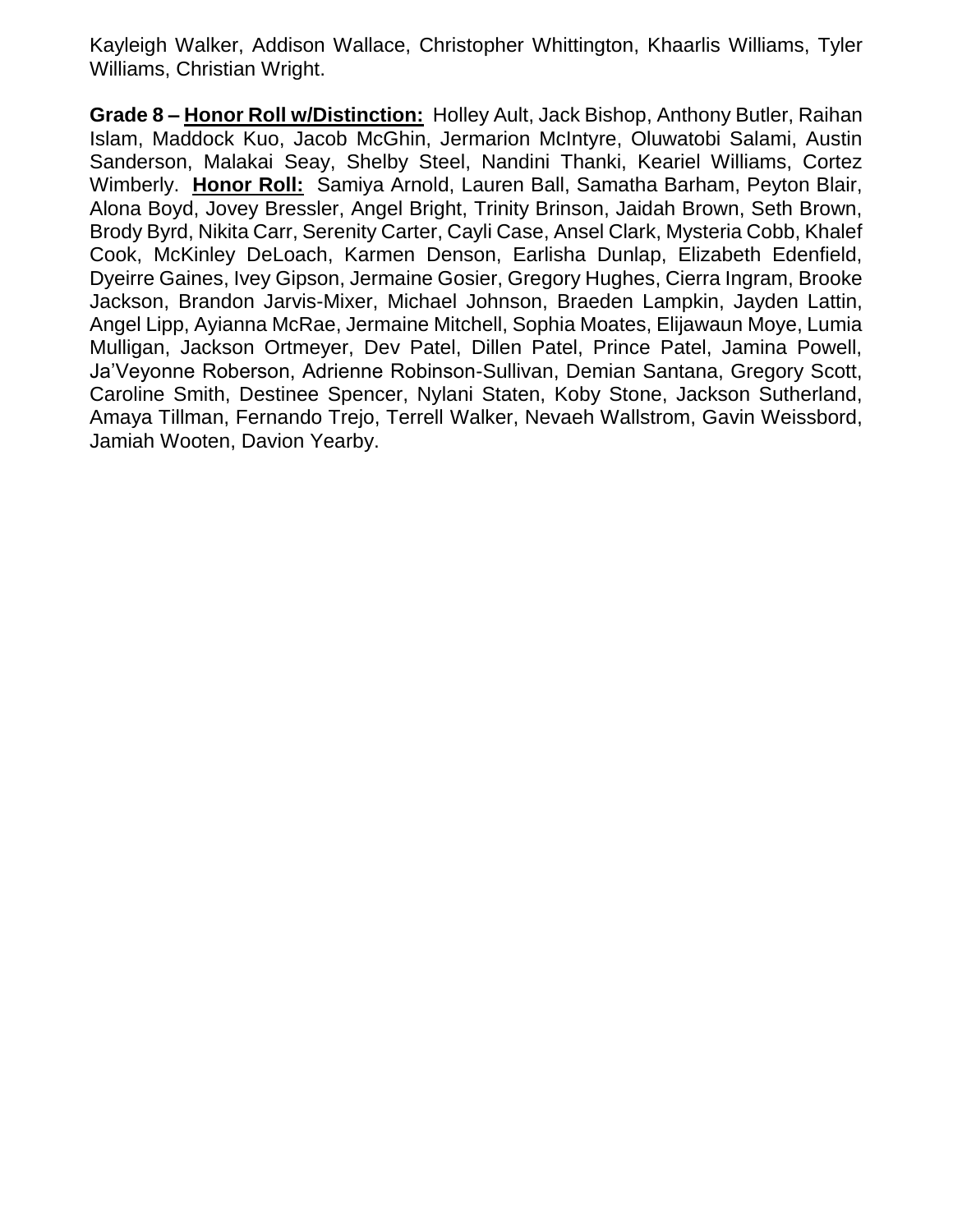Kayleigh Walker, Addison Wallace, Christopher Whittington, Khaarlis Williams, Tyler Williams, Christian Wright.

**Grade 8 – <u>Honor Roll w/Distinction:</u>** Holley Ault, Jack Bishop, Anthony Butler, Raihan Islam, Maddock Kuo, Jacob McGhin, Jermarion McIntyre, Oluwatobi Salami, Austin Sanderson, Malakai Seay, Shelby Steel, Nandini Thanki, Keariel Williams, Cortez Wimberly. **<u>Honor Roll:</u>** Samiya Arnold, Lauren Ball, Samatha Barham, Peyton Blair, Alona Boyd, Jovey Bressler, Angel Bright, Trinity Brinson, Jaidah Brown, Seth Brown, Brody Byrd, Nikita Carr, Serenity Carter, Cayli Case, Ansel Clark, Mysteria Cobb, Khalef Cook, McKinley DeLoach, Karmen Denson, Earlisha Dunlap, Elizabeth Edenfield, Dyeirre Gaines, Ivey Gipson, Jermaine Gosier, Gregory Hughes, Cierra Ingram, Brooke Jackson, Brandon Jarvis-Mixer, Michael Johnson, Braeden Lampkin, Jayden Lattin, Angel Lipp, Ayianna McRae, Jermaine Mitchell, Sophia Moates, Elijawaun Moye, Lumia Mulligan, Jackson Ortmeyer, Dev Patel, Dillen Patel, Prince Patel, Jamina Powell, Ja'Veyonne Roberson, Adrienne Robinson-Sullivan, Demian Santana, Gregory Scott, Caroline Smith, Destinee Spencer, Nylani Staten, Koby Stone, Jackson Sutherland, Amaya Tillman, Fernando Trejo, Terrell Walker, Nevaeh Wallstrom, Gavin Weissbord, Jamiah Wooten, Davion Yearby.